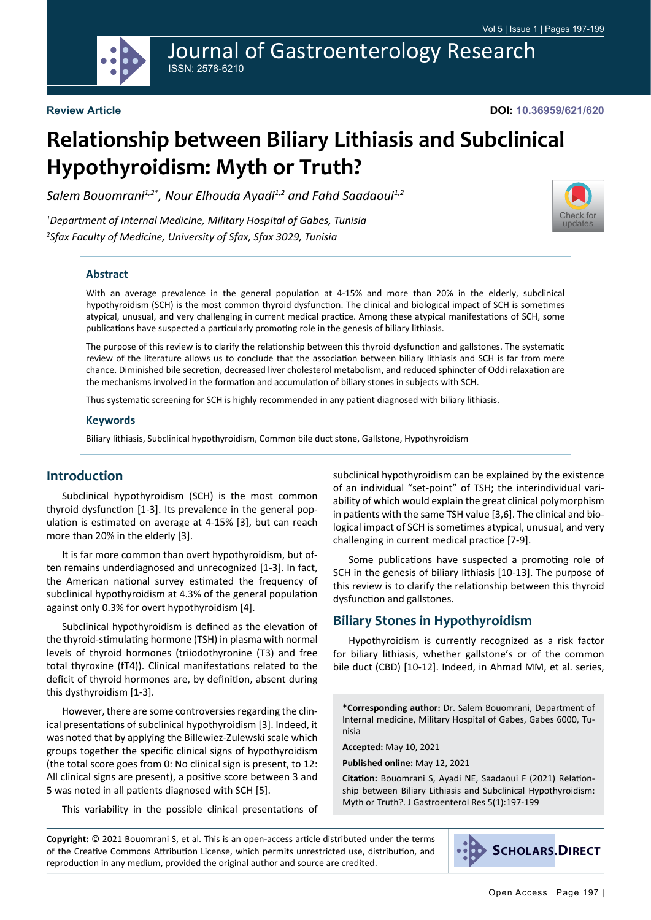**Review Article**

**DOI: 10.36959/621/620**

# Relationship between Biliary Lithiasis and Subclinical Hypothyroidism: Myth or Truth?

*Salem Bouomrani[1,2*], Nour Elhouda Ayadi[1,2] and Fahd Saadaoui[1,2]*

*[1]Department of Internal Medicine, Military Hospital of Gabes, Tunisia*
*[2]Sfax Faculty of Medicine, University of Sfax, Sfax 3029, Tunisia*

## Abstract

With an average prevalence in the general population at 4-15% and more than 20% in the elderly, subclinical hypothyroidism (SCH) is the most common thyroid dysfunction. The clinical and biological impact of SCH is sometimes atypical, unusual, and very challenging in current medical practice. Among these atypical manifestations of SCH, some publications have suspected a particularly promoting role in the genesis of biliary lithiasis.

The purpose of this review is to clarify the relationship between this thyroid dysfunction and gallstones. The systematic review of the literature allows us to conclude that the association between biliary lithiasis and SCH is far from mere chance. Diminished bile secretion, decreased liver cholesterol metabolism, and reduced sphincter of Oddi relaxation are the mechanisms involved in the formation and accumulation of biliary stones in subjects with SCH.

Thus systematic screening for SCH is highly recommended in any patient diagnosed with biliary lithiasis.

### Keywords

Biliary lithiasis, Subclinical hypothyroidism, Common bile duct stone, Gallstone, Hypothyroidism

## Introduction

Subclinical hypothyroidism (SCH) is the most common thyroid dysfunction [1-3]. Its prevalence in the general population is estimated on average at 4-15% [3], but can reach more than 20% in the elderly [3].

It is far more common than overt hypothyroidism, but often remains underdiagnosed and unrecognized [1-3]. In fact, the American national survey estimated the frequency of subclinical hypothyroidism at 4.3% of the general population against only 0.3% for overt hypothyroidism [4].

Subclinical hypothyroidism is defined as the elevation of the thyroid-stimulating hormone (TSH) in plasma with normal levels of thyroid hormones (triiodothyronine (T3) and free total thyroxine (fT4)). Clinical manifestations related to the deficit of thyroid hormones are, by definition, absent during this dysthyroidism [1-3].

However, there are some controversies regarding the clinical presentations of subclinical hypothyroidism [3]. Indeed, it was noted that by applying the Billewiez-Zulewski scale which groups together the specific clinical signs of hypothyroidism (the total score goes from 0: No clinical sign is present, to 12: All clinical signs are present), a positive score between 3 and 5 was noted in all patients diagnosed with SCH [5].

This variability in the possible clinical presentations of subclinical hypothyroidism can be explained by the existence of an individual "set-point" of TSH; the interindividual variability of which would explain the great clinical polymorphism in patients with the same TSH value [3,6]. The clinical and biological impact of SCH is sometimes atypical, unusual, and very challenging in current medical practice [7-9].

Some publications have suspected a promoting role of SCH in the genesis of biliary lithiasis [10-13]. The purpose of this review is to clarify the relationship between this thyroid dysfunction and gallstones.

## Biliary Stones in Hypothyroidism

Hypothyroidism is currently recognized as a risk factor for biliary lithiasis, whether gallstone's or of the common bile duct (CBD) [10-12]. Indeed, in Ahmad MM, et al. series,

**\*Corresponding author:** Dr. Salem Bouomrani, Department of Internal medicine, Military Hospital of Gabes, Gabes 6000, Tunisia

**Accepted:** May 10, 2021

**Published online:** May 12, 2021

**Citation:** Bouomrani S, Ayadi NE, Saadaoui F (2021) Relationship between Biliary Lithiasis and Subclinical Hypothyroidism: Myth or Truth?. J Gastroenterol Res 5(1):197-199

**Copyright:** © 2021 Bouomrani S, et al. This is an open-access article distributed under the terms of the Creative Commons Attribution License, which permits unrestricted use, distribution, and reproduction in any medium, provided the original author and source are credited.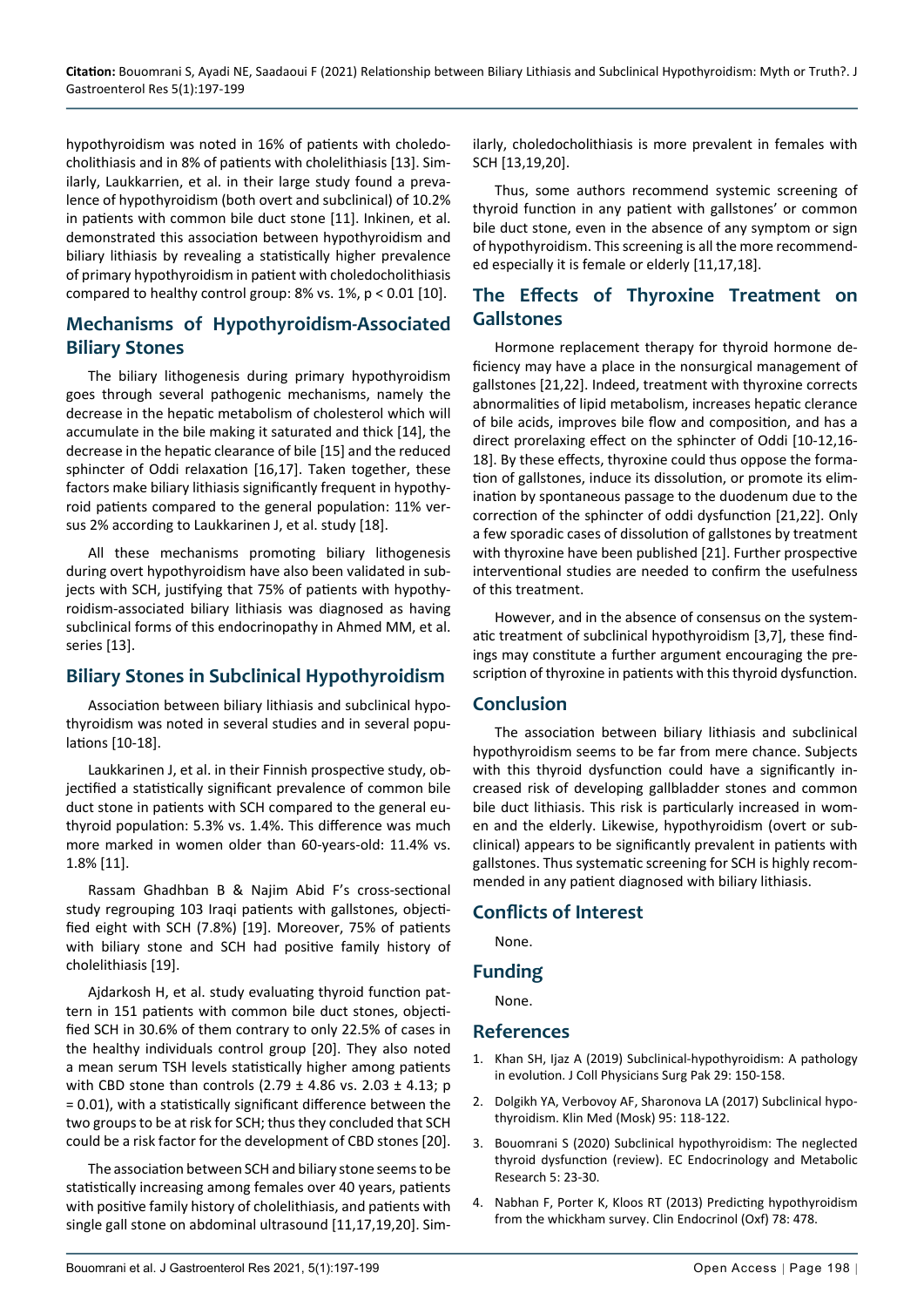hypothyroidism was noted in 16% of patients with choledocholithiasis and in 8% of patients with cholelithiasis [13]. Similarly, Laukkarrien, et al. in their large study found a prevalence of hypothyroidism (both overt and subclinical) of 10.2% in patients with common bile duct stone [11]. Inkinen, et al. demonstrated this association between hypothyroidism and biliary lithiasis by revealing a statistically higher prevalence of primary hypothyroidism in patient with choledocholithiasis compared to healthy control group: 8% vs. 1%, $p < 0.01$ [10].

## Mechanisms of Hypothyroidism-Associated Biliary Stones

The biliary lithogenesis during primary hypothyroidism goes through several pathogenic mechanisms, namely the decrease in the hepatic metabolism of cholesterol which will accumulate in the bile making it saturated and thick [14], the decrease in the hepatic clearance of bile [15] and the reduced sphincter of Oddi relaxation [16,17]. Taken together, these factors make biliary lithiasis significantly frequent in hypothyroid patients compared to the general population: 11% versus 2% according to Laukkarinen J, et al. study [18].

All these mechanisms promoting biliary lithogenesis during overt hypothyroidism have also been validated in subjects with SCH, justifying that 75% of patients with hypothyroidism-associated biliary lithiasis was diagnosed as having subclinical forms of this endocrinopathy in Ahmed MM, et al. series [13].

## Biliary Stones in Subclinical Hypothyroidism

Association between biliary lithiasis and subclinical hypothyroidism was noted in several studies and in several populations [10-18].

Laukkarinen J, et al. in their Finnish prospective study, objectified a statistically significant prevalence of common bile duct stone in patients with SCH compared to the general euthyroid population: 5.3% vs. 1.4%. This difference was much more marked in women older than 60-years-old: 11.4% vs. 1.8% [11].

Rassam Ghadhban B & Najim Abid F's cross-sectional study regrouping 103 Iraqi patients with gallstones, objectified eight with SCH (7.8%) [19]. Moreover, 75% of patients with biliary stone and SCH had positive family history of cholelithiasis [19].

Ajdarkosh H, et al. study evaluating thyroid function pattern in 151 patients with common bile duct stones, objectified SCH in 30.6% of them contrary to only 22.5% of cases in the healthy individuals control group [20]. They also noted a mean serum TSH levels statistically higher among patients with CBD stone than controls ($2.79 \pm 4.86$ vs. $2.03 \pm 4.13$; $p = 0.01$), with a statistically significant difference between the two groups to be at risk for SCH; thus they concluded that SCH could be a risk factor for the development of CBD stones [20].

The association between SCH and biliary stone seems to be statistically increasing among females over 40 years, patients with positive family history of cholelithiasis, and patients with single gall stone on abdominal ultrasound [11,17,19,20]. Similarly, choledocholithiasis is more prevalent in females with SCH [13,19,20].

Thus, some authors recommend systemic screening of thyroid function in any patient with gallstones' or common bile duct stone, even in the absence of any symptom or sign of hypothyroidism. This screening is all the more recommended especially it is female or elderly [11,17,18].

## The Effects of Thyroxine Treatment on Gallstones

Hormone replacement therapy for thyroid hormone deficiency may have a place in the nonsurgical management of gallstones [21,22]. Indeed, treatment with thyroxine corrects abnormalities of lipid metabolism, increases hepatic clearance of bile acids, improves bile flow and composition, and has a direct prorelaxing effect on the sphincter of Oddi [10-12,16-18]. By these effects, thyroxine could thus oppose the formation of gallstones, induce its dissolution, or promote its elimination by spontaneous passage to the duodenum due to the correction of the sphincter of oddi dysfunction [21,22]. Only a few sporadic cases of dissolution of gallstones by treatment with thyroxine have been published [21]. Further prospective interventional studies are needed to confirm the usefulness of this treatment.

However, and in the absence of consensus on the systematic treatment of subclinical hypothyroidism [3,7], these findings may constitute a further argument encouraging the prescription of thyroxine in patients with this thyroid dysfunction.

## Conclusion

The association between biliary lithiasis and subclinical hypothyroidism seems to be far from mere chance. Subjects with this thyroid dysfunction could have a significantly increased risk of developing gallbladder stones and common bile duct lithiasis. This risk is particularly increased in women and the elderly. Likewise, hypothyroidism (overt or subclinical) appears to be significantly prevalent in patients with gallstones. Thus systematic screening for SCH is highly recommended in any patient diagnosed with biliary lithiasis.

## Conflicts of Interest

None.

## Funding

None.

## References

1. Khan SH, Ijaz A (2019) Subclinical-hypothyroidism: A pathology in evolution. J Coll Physicians Surg Pak 29: 150-158.
2. Dolgikh YA, Verbovoy AF, Sharonova LA (2017) Subclinical hypothyroidism. Klin Med (Mosk) 95: 118-122.
3. Bouomrani S (2020) Subclinical hypothyroidism: The neglected thyroid dysfunction (review). EC Endocrinology and Metabolic Research 5: 23-30.
4. Nabhan F, Porter K, Kloos RT (2013) Predicting hypothyroidism from the whickham survey. Clin Endocrinol (Oxf) 78: 478.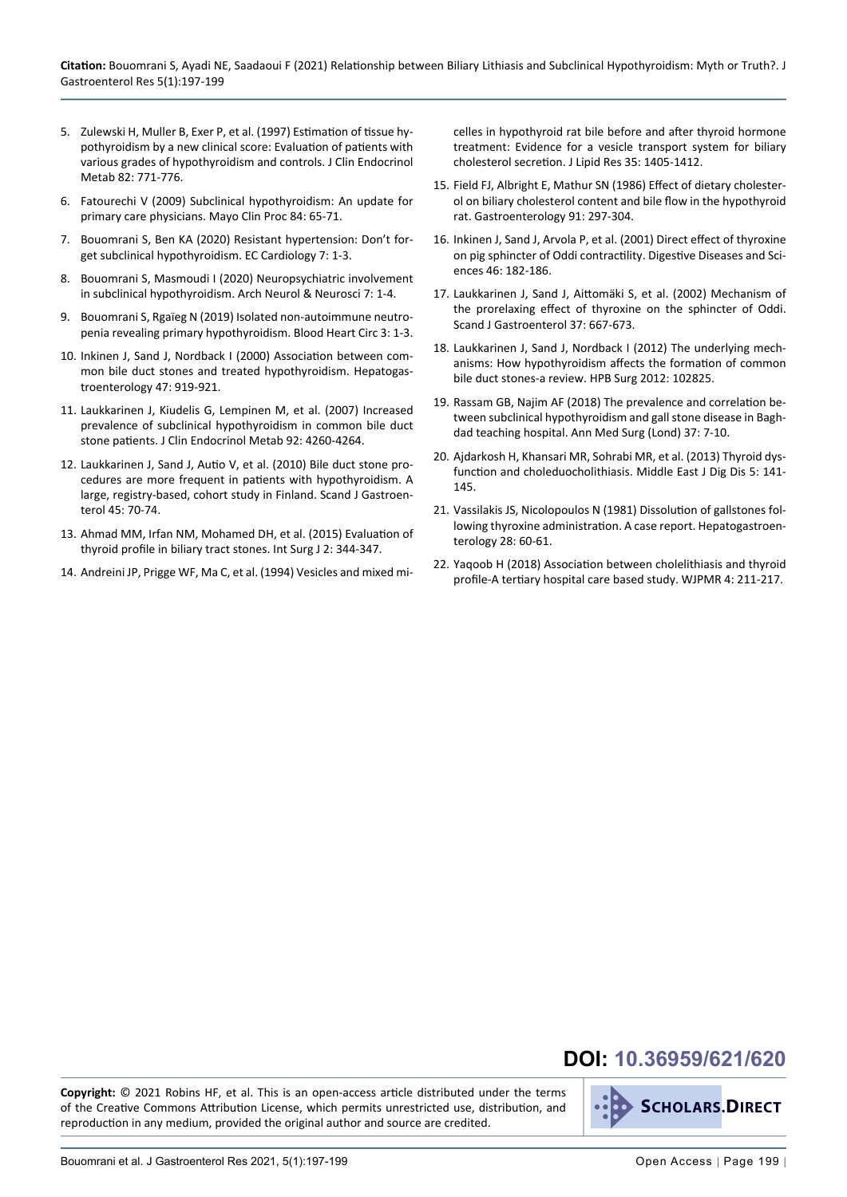5. Zulewski H, Muller B, Exer P, et al. (1997) Estimation of tissue hypothyroidism by a new clinical score: Evaluation of patients with various grades of hypothyroidism and controls. J Clin Endocrinol Metab 82: 771-776.

6. Fatourechi V (2009) Subclinical hypothyroidism: An update for primary care physicians. Mayo Clin Proc 84: 65-71.

7. Bouomrani S, Ben KA (2020) Resistant hypertension: Don't forget subclinical hypothyroidism. EC Cardiology 7: 1-3.

8. Bouomrani S, Masmoudi I (2020) Neuropsychiatric involvement in subclinical hypothyroidism. Arch Neurol & Neurosci 7: 1-4.

9. Bouomrani S, Rgaïeg N (2019) Isolated non-autoimmune neutropenia revealing primary hypothyroidism. Blood Heart Circ 3: 1-3.

10. Inkinen J, Sand J, Nordback I (2000) Association between common bile duct stones and treated hypothyroidism. Hepatogastroenterology 47: 919-921.

11. Laukkarinen J, Kiudelis G, Lempinen M, et al. (2007) Increased prevalence of subclinical hypothyroidism in common bile duct stone patients. J Clin Endocrinol Metab 92: 4260-4264.

12. Laukkarinen J, Sand J, Autio V, et al. (2010) Bile duct stone procedures are more frequent in patients with hypothyroidism. A large, registry-based, cohort study in Finland. Scand J Gastroenterol 45: 70-74.

13. Ahmad MM, Irfan NM, Mohamed DH, et al. (2015) Evaluation of thyroid profile in biliary tract stones. Int Surg J 2: 344-347.

14. Andreini JP, Prigge WF, Ma C, et al. (1994) Vesicles and mixed micelles in hypothyroid rat bile before and after thyroid hormone treatment: Evidence for a vesicle transport system for biliary cholesterol secretion. J Lipid Res 35: 1405-1412.

15. Field FJ, Albright E, Mathur SN (1986) Effect of dietary cholesterol on biliary cholesterol content and bile flow in the hypothyroid rat. Gastroenterology 91: 297-304.

16. Inkinen J, Sand J, Arvola P, et al. (2001) Direct effect of thyroxine on pig sphincter of Oddi contractility. Digestive Diseases and Sciences 46: 182-186.

17. Laukkarinen J, Sand J, Aittomäki S, et al. (2002) Mechanism of the prorelaxing effect of thyroxine on the sphincter of Oddi. Scand J Gastroenterol 37: 667-673.

18. Laukkarinen J, Sand J, Nordback I (2012) The underlying mechanisms: How hypothyroidism affects the formation of common bile duct stones-a review. HPB Surg 2012: 102825.

19. Rassam GB, Najim AF (2018) The prevalence and correlation between subclinical hypothyroidism and gall stone disease in Baghdad teaching hospital. Ann Med Surg (Lond) 37: 7-10.

20. Ajdarkosh H, Khansari MR, Sohrabi MR, et al. (2013) Thyroid dysfunction and choleduocholithiasis. Middle East J Dig Dis 5: 141-145.

21. Vassilakis JS, Nicolopoulos N (1981) Dissolution of gallstones following thyroxine administration. A case report. Hepatogastroenterology 28: 60-61.

22. Yaqoob H (2018) Association between cholelithiasis and thyroid profile-A tertiary hospital care based study. WJPMR 4: 211-217.

**DOI: 10.36959/621/620**

**Copyright:** © 2021 Robins HF, et al. This is an open-access article distributed under the terms of the Creative Commons Attribution License, which permits unrestricted use, distribution, and reproduction in any medium, provided the original author and source are credited.